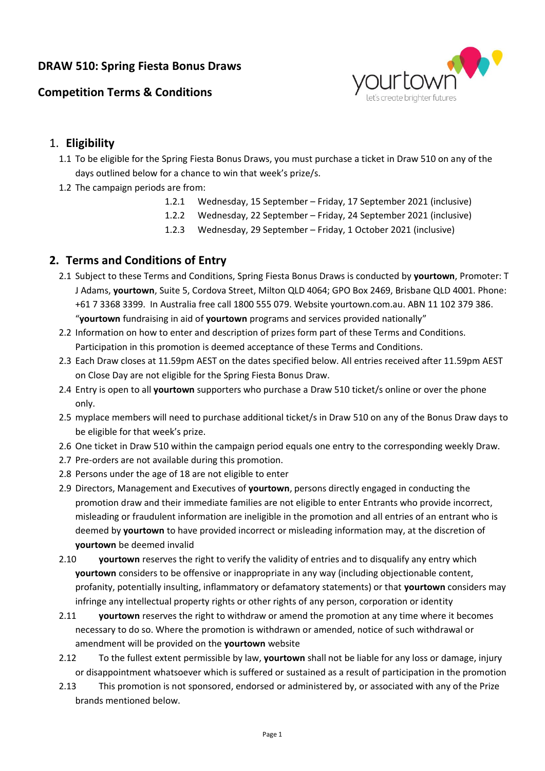# DRAW 510: Spring Fiesta Bonus Draws

## Competition Terms & Conditions

## 1. Eligibility

1.1 To be eligible for the Spring Fiesta Bonus Draws, you must purchase a ticket in Draw 510 on any of the days outlined below for a chance to win that week's prize/s.

1.2 The campaign periods are from:

- 1.2.1 Wednesday, 15 September – Friday, 17 September 2021 (inclusive)
- 1.2.2 Wednesday, 22 September – Friday, 24 September 2021 (inclusive)
- 1.2.3 Wednesday, 29 September – Friday, 1 October 2021 (inclusive)

## 2. Terms and Conditions of Entry

2.1 Subject to these Terms and Conditions, Spring Fiesta Bonus Draws is conducted by **yourtown**, Promoter: T J Adams, **yourtown**, Suite 5, Cordova Street, Milton QLD 4064; GPO Box 2469, Brisbane QLD 4001. Phone: +61 7 3368 3399. In Australia free call 1800 555 079. Website yourtown.com.au. ABN 11 102 379 386. "**yourtown** fundraising in aid of **yourtown** programs and services provided nationally"

2.2 Information on how to enter and description of prizes form part of these Terms and Conditions. Participation in this promotion is deemed acceptance of these Terms and Conditions.

2.3 Each Draw closes at 11.59pm AEST on the dates specified below. All entries received after 11.59pm AEST on Close Day are not eligible for the Spring Fiesta Bonus Draw.

2.4 Entry is open to all **yourtown** supporters who purchase a Draw 510 ticket/s online or over the phone only.

2.5 myplace members will need to purchase additional ticket/s in Draw 510 on any of the Bonus Draw days to be eligible for that week's prize.

2.6 One ticket in Draw 510 within the campaign period equals one entry to the corresponding weekly Draw.

2.7 Pre-orders are not available during this promotion.

2.8 Persons under the age of 18 are not eligible to enter

2.9 Directors, Management and Executives of **yourtown**, persons directly engaged in conducting the promotion draw and their immediate families are not eligible to enter Entrants who provide incorrect, misleading or fraudulent information are ineligible in the promotion and all entries of an entrant who is deemed by **yourtown** to have provided incorrect or misleading information may, at the discretion of **yourtown** be deemed invalid

2.10 **yourtown** reserves the right to verify the validity of entries and to disqualify any entry which **yourtown** considers to be offensive or inappropriate in any way (including objectionable content, profanity, potentially insulting, inflammatory or defamatory statements) or that **yourtown** considers may infringe any intellectual property rights or other rights of any person, corporation or identity

2.11 **yourtown** reserves the right to withdraw or amend the promotion at any time where it becomes necessary to do so. Where the promotion is withdrawn or amended, notice of such withdrawal or amendment will be provided on the **yourtown** website

2.12 To the fullest extent permissible by law, **yourtown** shall not be liable for any loss or damage, injury or disappointment whatsoever which is suffered or sustained as a result of participation in the promotion

2.13 This promotion is not sponsored, endorsed or administered by, or associated with any of the Prize brands mentioned below.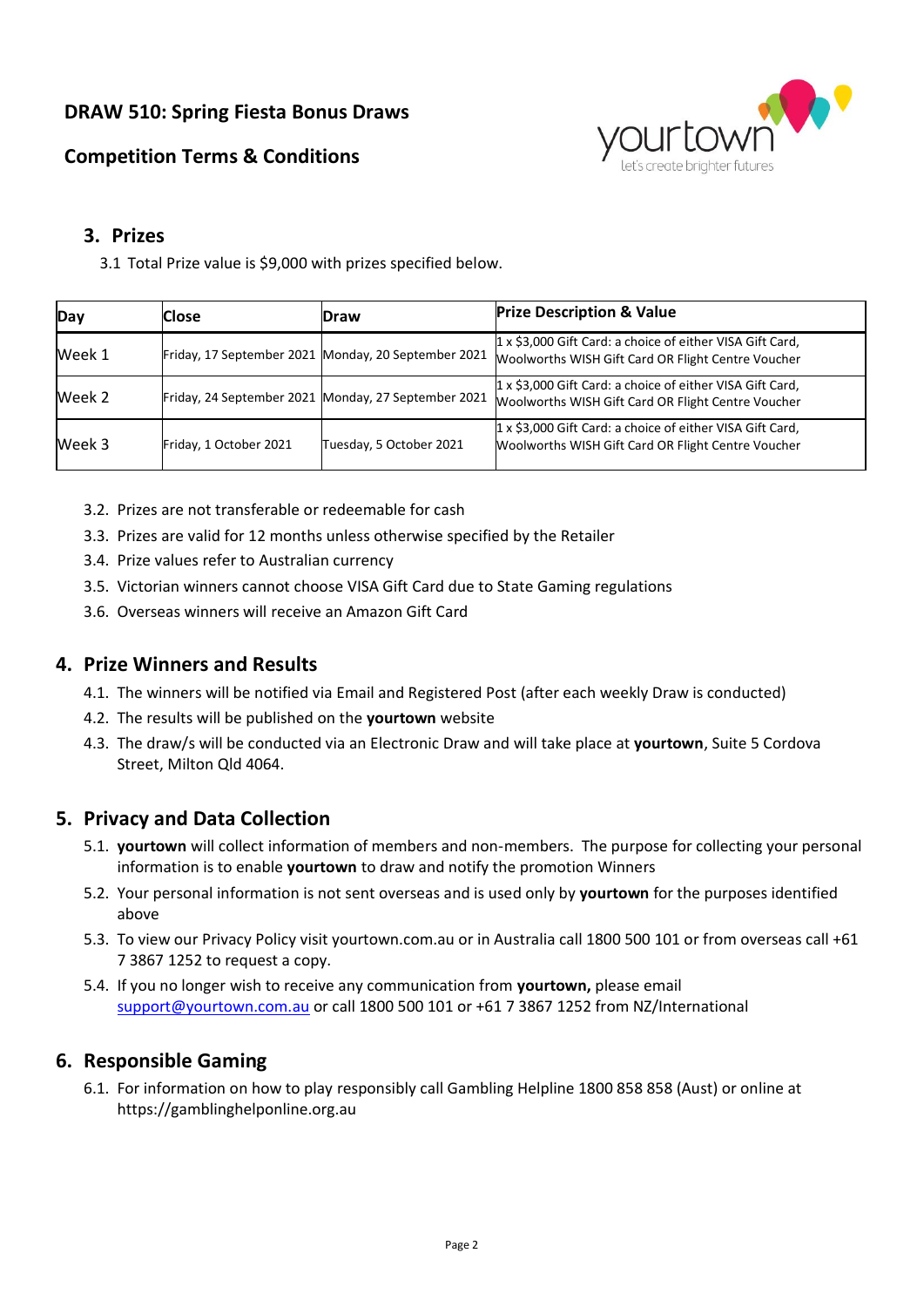**DRAW 510: Spring Fiesta Bonus Draws**

**Competition Terms & Conditions**

## 3. Prizes

3.1 Total Prize value is $9,000 with prizes specified below.

| Day | Close | Draw | Prize Description & Value |
|---|---|---|---|
| Week 1 | Friday, 17 September 2021 | Monday, 20 September 2021 | 1 x $3,000 Gift Card: a choice of either VISA Gift Card, Woolworths WISH Gift Card OR Flight Centre Voucher |
| Week 2 | Friday, 24 September 2021 | Monday, 27 September 2021 | 1 x $3,000 Gift Card: a choice of either VISA Gift Card, Woolworths WISH Gift Card OR Flight Centre Voucher |
| Week 3 | Friday, 1 October 2021 | Tuesday, 5 October 2021 | 1 x $3,000 Gift Card: a choice of either VISA Gift Card, Woolworths WISH Gift Card OR Flight Centre Voucher |

3.2. Prizes are not transferable or redeemable for cash

3.3. Prizes are valid for 12 months unless otherwise specified by the Retailer

3.4. Prize values refer to Australian currency

3.5. Victorian winners cannot choose VISA Gift Card due to State Gaming regulations

3.6. Overseas winners will receive an Amazon Gift Card

## 4. Prize Winners and Results

4.1. The winners will be notified via Email and Registered Post (after each weekly Draw is conducted)

4.2. The results will be published on the **yourtown** website

4.3. The draw/s will be conducted via an Electronic Draw and will take place at **yourtown**, Suite 5 Cordova Street, Milton Qld 4064.

## 5. Privacy and Data Collection

5.1. **yourtown** will collect information of members and non-members. The purpose for collecting your personal information is to enable **yourtown** to draw and notify the promotion Winners

5.2. Your personal information is not sent overseas and is used only by **yourtown** for the purposes identified above

5.3. To view our Privacy Policy visit yourtown.com.au or in Australia call 1800 500 101 or from overseas call +61 7 3867 1252 to request a copy.

5.4. If you no longer wish to receive any communication from **yourtown,** please email support@yourtown.com.au or call 1800 500 101 or +61 7 3867 1252 from NZ/International

## 6. Responsible Gaming

6.1. For information on how to play responsibly call Gambling Helpline 1800 858 858 (Aust) or online at https://gamblinghelponline.org.au